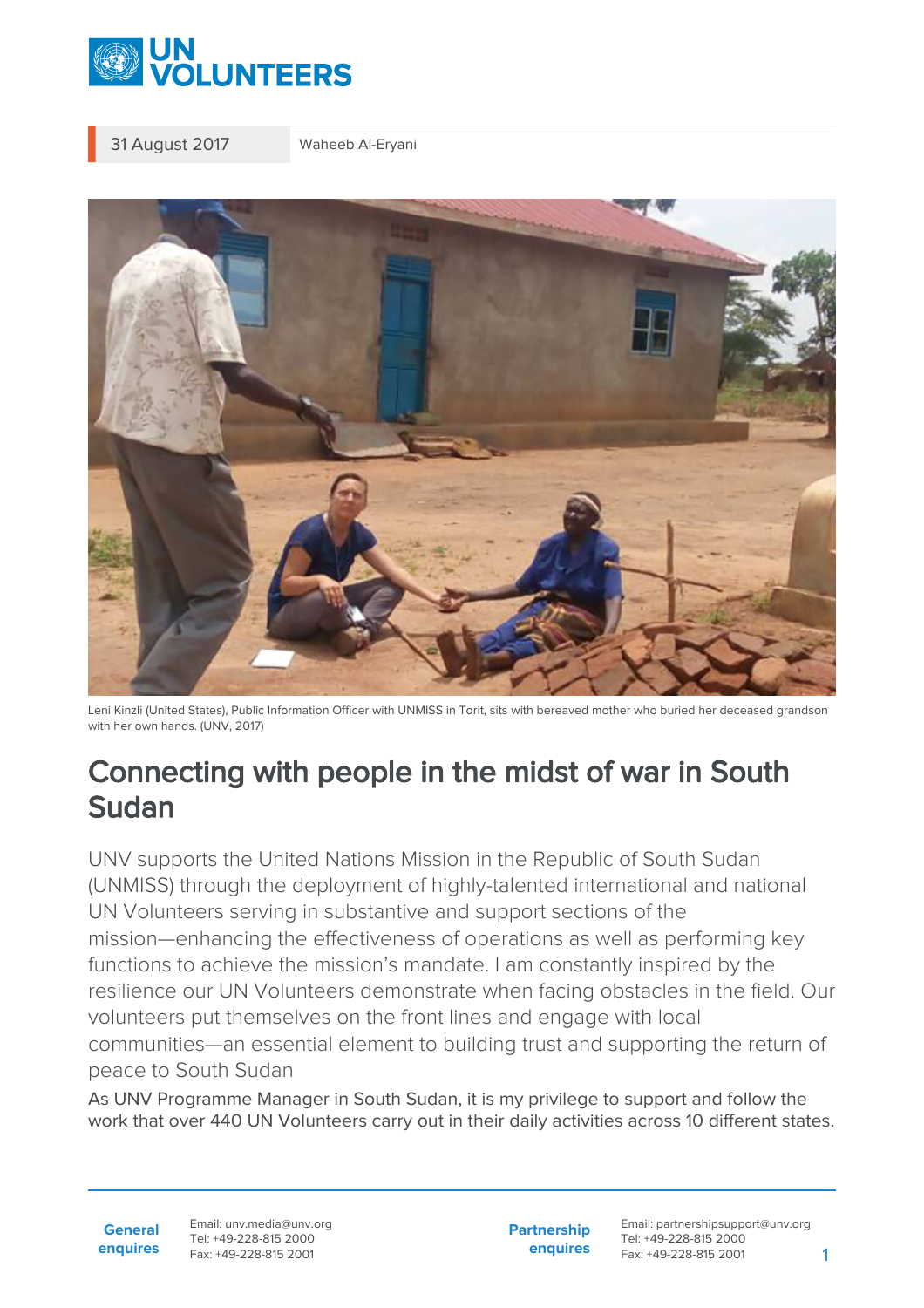31 August 2017 Waheeb Al-Eryani

Leni Kinzli (United States), Public Information Officer with UNMISS in Torit, sits with bereaved mother who buried her deceased grandson with her own hands. (UNV, 2017)

# Connecting with people in the midst of war in South Sudan

UNV supports the United Nations Mission in the Republic of South Sudan (UNMISS) through the deployment of highly-talented international and national UN Volunteers serving in substantive and support sections of the mission—enhancing the effectiveness of operations as well as performing key functions to achieve the mission's mandate. I am constantly inspired by the resilience our UN Volunteers demonstrate when facing obstacles in the field. Our volunteers put themselves on the front lines and engage with local communities—an essential element to building trust and supporting the return of peace to South Sudan

As UNV Programme Manager in South Sudan, it is my privilege to support and follow the work that over 440 UN Volunteers carry out in their daily activities across 10 different states.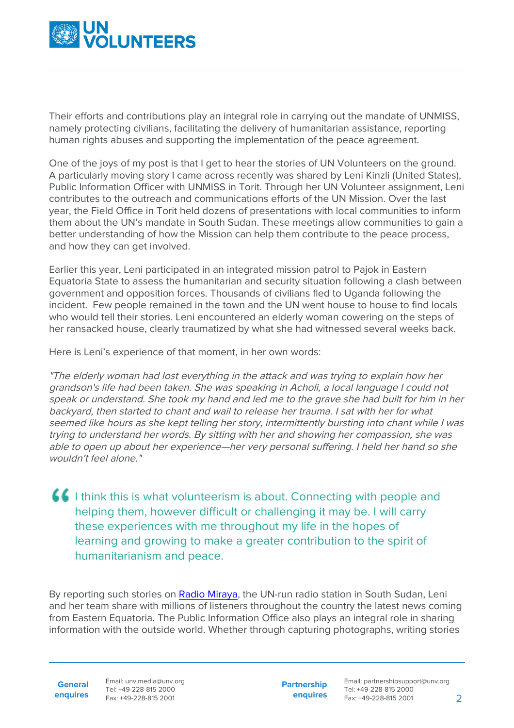Their efforts and contributions play an integral role in carrying out the mandate of UNMISS, namely protecting civilians, facilitating the delivery of humanitarian assistance, reporting human rights abuses and supporting the implementation of the peace agreement.

One of the joys of my post is that I get to hear the stories of UN Volunteers on the ground. A particularly moving story I came across recently was shared by Leni Kinzli (United States), Public Information Officer with UNMISS in Torit. Through her UN Volunteer assignment, Leni contributes to the outreach and communications efforts of the UN Mission. Over the last year, the Field Office in Torit held dozens of presentations with local communities to inform them about the UN's mandate in South Sudan. These meetings allow communities to gain a better understanding of how the Mission can help them contribute to the peace process, and how they can get involved.

Earlier this year, Leni participated in an integrated mission patrol to Pajok in Eastern Equatoria State to assess the humanitarian and security situation following a clash between government and opposition forces. Thousands of civilians fled to Uganda following the incident. Few people remained in the town and the UN went house to house to find locals who would tell their stories. Leni encountered an elderly woman cowering on the steps of her ransacked house, clearly traumatized by what she had witnessed several weeks back.

Here is Leni's experience of that moment, in her own words:

*"The elderly woman had lost everything in the attack and was trying to explain how her grandson's life had been taken. She was speaking in Acholi, a local language I could not speak or understand. She took my hand and led me to the grave she had built for him in her backyard, then started to chant and wail to release her trauma. I sat with her for what seemed like hours as she kept telling her story, intermittently bursting into chant while I was trying to understand her words. By sitting with her and showing her compassion, she was able to open up about her experience—her very personal suffering. I held her hand so she wouldn't feel alone."*

> I think this is what volunteerism is about. Connecting with people and helping them, however difficult or challenging it may be. I will carry these experiences with me throughout my life in the hopes of learning and growing to make a greater contribution to the spirit of humanitarianism and peace.

By reporting such stories on [Radio Miraya](), the UN-run radio station in South Sudan, Leni and her team share with millions of listeners throughout the country the latest news coming from Eastern Equatoria. The Public Information Office also plays an integral role in sharing information with the outside world. Whether through capturing photographs, writing stories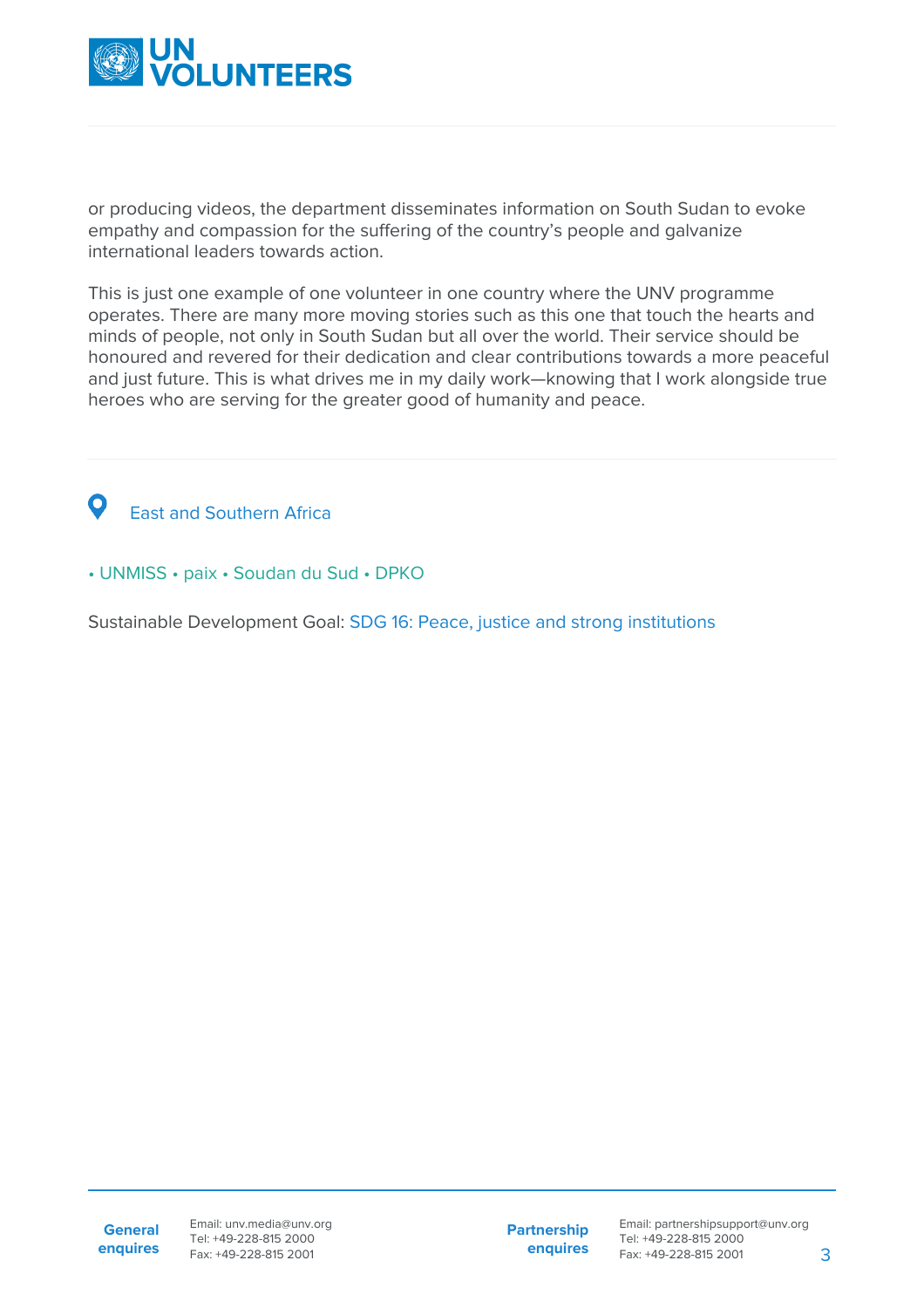or producing videos, the department disseminates information on South Sudan to evoke empathy and compassion for the suffering of the country's people and galvanize international leaders towards action.

This is just one example of one volunteer in one country where the UNV programme operates. There are many more moving stories such as this one that touch the hearts and minds of people, not only in South Sudan but all over the world. Their service should be honoured and revered for their dedication and clear contributions towards a more peaceful and just future. This is what drives me in my daily work—knowing that I work alongside true heroes who are serving for the greater good of humanity and peace.

East and Southern Africa

• UNMISS • paix • Soudan du Sud • DPKO

Sustainable Development Goal: SDG 16: Peace, justice and strong institutions

**General enquires**
Email: unv.media@unv.org
Tel: +49-228-815 2000
Fax: +49-228-815 2001

**Partnership enquires**
Email: partnershipsupport@unv.org
Tel: +49-228-815 2000
Fax: +49-228-815 2001